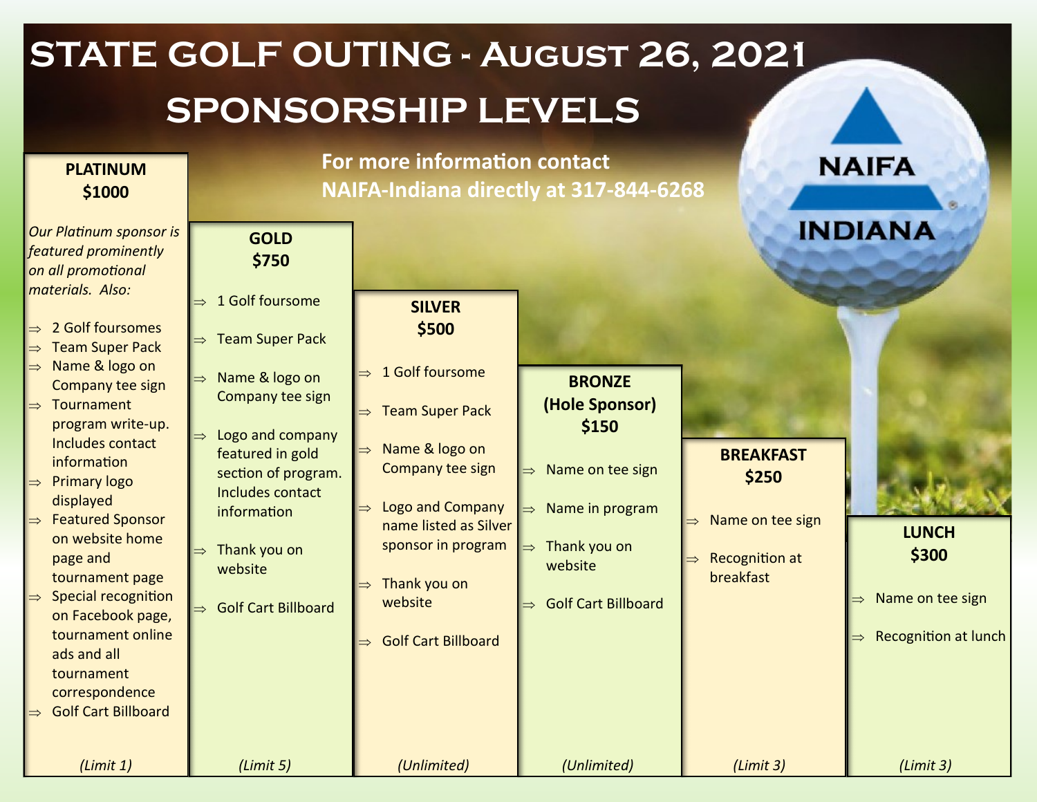# STATE GOLF OUTING - August 26, 2021

# SPONSORSHIP LEVELS

**For more information contact NAIFA-Indiana directly at 317-844-6268**

NAIFA INDIANA

## PLATINUM $1000

*Our Platinum sponsor is featured prominently on all promotional materials. Also:*

- ⇒ 2 Golf foursomes
- ⇒ Team Super Pack
- ⇒ Name & logo on Company tee sign
- ⇒ Tournament program write-up. Includes contact information
- ⇒ Primary logo displayed
- ⇒ Featured Sponsor on website home page and tournament page
- ⇒ Special recognition on Facebook page, tournament online ads and all tournament correspondence
- ⇒ Golf Cart Billboard

*(Limit 1)*

## GOLD $750

- ⇒ 1 Golf foursome
- ⇒ Team Super Pack
- ⇒ Name & logo on Company tee sign
- ⇒ Logo and company featured in gold section of program. Includes contact information
- ⇒ Thank you on website
- ⇒ Golf Cart Billboard

*(Limit 5)*

## SILVER $500

- ⇒ 1 Golf foursome
- ⇒ Team Super Pack
- ⇒ Name & logo on Company tee sign
- ⇒ Logo and Company name listed as Silver sponsor in program
- ⇒ Thank you on website
- ⇒ Golf Cart Billboard

*(Unlimited)*

## BRONZE (Hole Sponsor) $150

- ⇒ Name on tee sign
- ⇒ Name in program
- ⇒ Thank you on website
- ⇒ Golf Cart Billboard

*(Unlimited)*

## BREAKFAST $250

- ⇒ Name on tee sign
- ⇒ Recognition at breakfast

*(Limit 3)*

## LUNCH $300

- ⇒ Name on tee sign
- ⇒ Recognition at lunch

*(Limit 3)*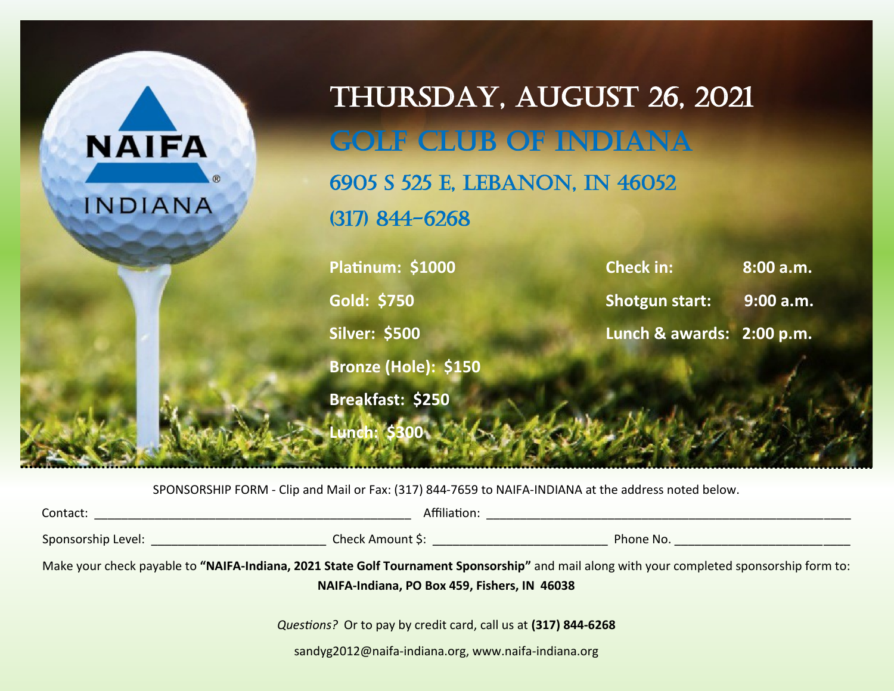NAIFA INDIANA

# THURSDAY, AUGUST 26, 2021

## GOLF CLUB OF INDIANA

### 6905 S 525 E, LEBANON, IN 46052

### (317) 844-6268

**Platinum: $1000**

**Gold: $750**

**Silver: $500**

**Bronze (Hole): $150**

**Breakfast: $250**

**Lunch: $300**

| | |
|---|---|
| **Check in:** | **8:00 a.m.** |
| **Shotgun start:** | **9:00 a.m.** |
| **Lunch & awards:** | **2:00 p.m.** |

SPONSORSHIP FORM - Clip and Mail or Fax: (317) 844-7659 to NAIFA-INDIANA at the address noted below.

Contact: _______________________________________________ Affiliation: _______________________________________________________

Sponsorship Level: __________________________ Check Amount $: __________________________ Phone No. __________________________

Make your check payable to **"NAIFA-Indiana, 2021 State Golf Tournament Sponsorship"** and mail along with your completed sponsorship form to:

**NAIFA-Indiana, PO Box 459, Fishers, IN 46038**

*Questions?* Or to pay by credit card, call us at **(317) 844-6268**

sandyg2012@naifa-indiana.org, www.naifa-indiana.org